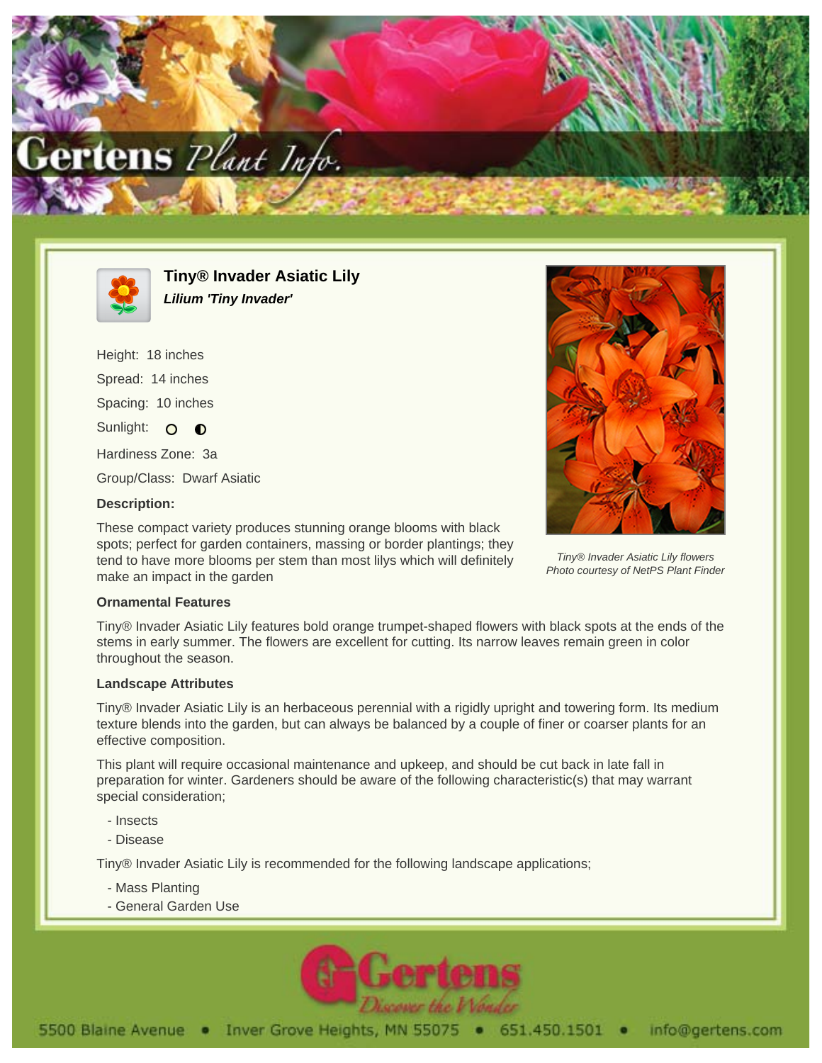# Tiny® Invader Asiatic Lily

***Lilium 'Tiny Invader'***

Height: 18 inches

Spread: 14 inches

Spacing: 10 inches

Sunlight: ○ ◐

Hardiness Zone: 3a

Group/Class: Dwarf Asiatic

**Description:**

These compact variety produces stunning orange blooms with black spots; perfect for garden containers, massing or border plantings; they tend to have more blooms per stem than most lilys which will definitely make an impact in the garden

*Tiny® Invader Asiatic Lily flowers*
*Photo courtesy of NetPS Plant Finder*

**Ornamental Features**

Tiny® Invader Asiatic Lily features bold orange trumpet-shaped flowers with black spots at the ends of the stems in early summer. The flowers are excellent for cutting. Its narrow leaves remain green in color throughout the season.

**Landscape Attributes**

Tiny® Invader Asiatic Lily is an herbaceous perennial with a rigidly upright and towering form. Its medium texture blends into the garden, but can always be balanced by a couple of finer or coarser plants for an effective composition.

This plant will require occasional maintenance and upkeep, and should be cut back in late fall in preparation for winter. Gardeners should be aware of the following characteristic(s) that may warrant special consideration;

- Insects
- Disease

Tiny® Invader Asiatic Lily is recommended for the following landscape applications;

- Mass Planting
- General Garden Use

5500 Blaine Avenue • Inver Grove Heights, MN 55075 • 651.450.1501 • info@gertens.com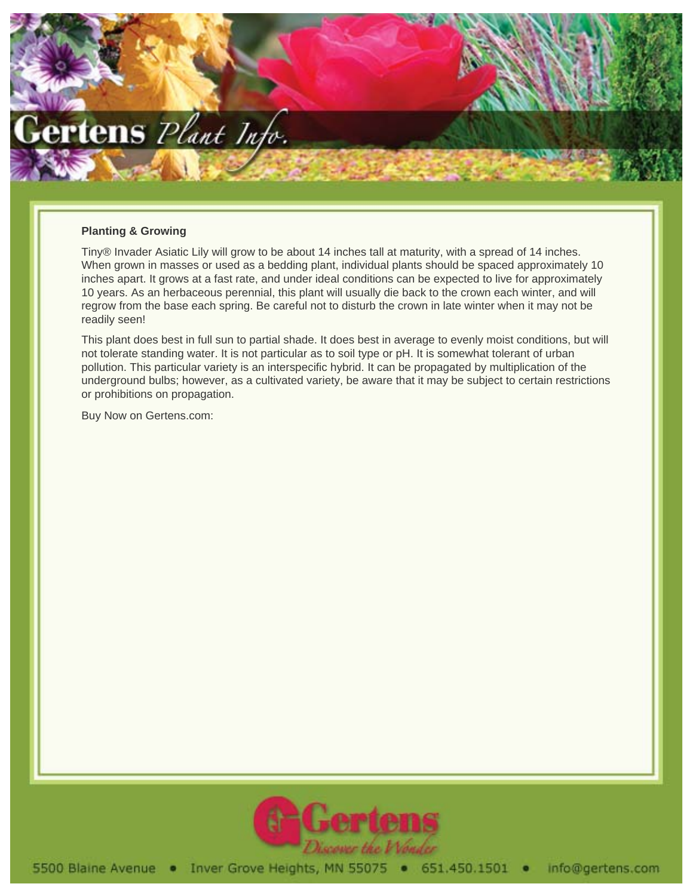**Planting & Growing**

Tiny® Invader Asiatic Lily will grow to be about 14 inches tall at maturity, with a spread of 14 inches. When grown in masses or used as a bedding plant, individual plants should be spaced approximately 10 inches apart. It grows at a fast rate, and under ideal conditions can be expected to live for approximately 10 years. As an herbaceous perennial, this plant will usually die back to the crown each winter, and will regrow from the base each spring. Be careful not to disturb the crown in late winter when it may not be readily seen!

This plant does best in full sun to partial shade. It does best in average to evenly moist conditions, but will not tolerate standing water. It is not particular as to soil type or pH. It is somewhat tolerant of urban pollution. This particular variety is an interspecific hybrid. It can be propagated by multiplication of the underground bulbs; however, as a cultivated variety, be aware that it may be subject to certain restrictions or prohibitions on propagation.

Buy Now on Gertens.com: